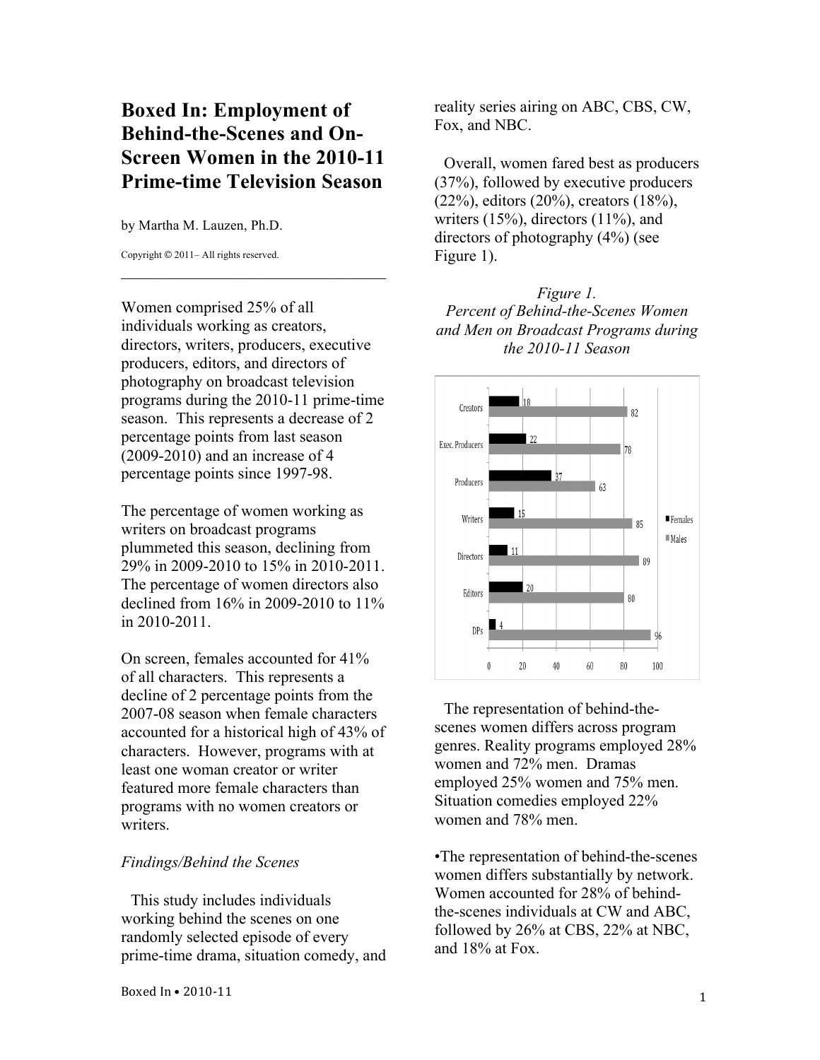# Boxed In: Employment of Behind-the-Scenes and On-Screen Women in the 2010-11 Prime-time Television Season

by Martha M. Lauzen, Ph.D.

Copyright © 2011– All rights reserved.

---

Women comprised 25% of all individuals working as creators, directors, writers, producers, executive producers, editors, and directors of photography on broadcast television programs during the 2010-11 prime-time season. This represents a decrease of 2 percentage points from last season (2009-2010) and an increase of 4 percentage points since 1997-98.

The percentage of women working as writers on broadcast programs plummeted this season, declining from 29% in 2009-2010 to 15% in 2010-2011. The percentage of women directors also declined from 16% in 2009-2010 to 11% in 2010-2011.

On screen, females accounted for 41% of all characters. This represents a decline of 2 percentage points from the 2007-08 season when female characters accounted for a historical high of 43% of characters. However, programs with at least one woman creator or writer featured more female characters than programs with no women creators or writers.

*Findings/Behind the Scenes*

This study includes individuals working behind the scenes on one randomly selected episode of every prime-time drama, situation comedy, and reality series airing on ABC, CBS, CW, Fox, and NBC.

Overall, women fared best as producers (37%), followed by executive producers (22%), editors (20%), creators (18%), writers (15%), directors (11%), and directors of photography (4%) (see Figure 1).

*Figure 1.*
*Percent of Behind-the-Scenes Women and Men on Broadcast Programs during the 2010-11 Season*

| | Females | Males |
|---|---|---|
| Creators | 18 | 82 |
| Exec. Producers | 22 | 78 |
| Producers | 37 | 63 |
| Writers | 15 | 85 |
| Directors | 11 | 89 |
| Editors | 20 | 80 |
| DPs | 4 | 96 |

The representation of behind-the-scenes women differs across program genres. Reality programs employed 28% women and 72% men. Dramas employed 25% women and 75% men. Situation comedies employed 22% women and 78% men.

• The representation of behind-the-scenes women differs substantially by network. Women accounted for 28% of behind-the-scenes individuals at CW and ABC, followed by 26% at CBS, 22% at NBC, and 18% at Fox.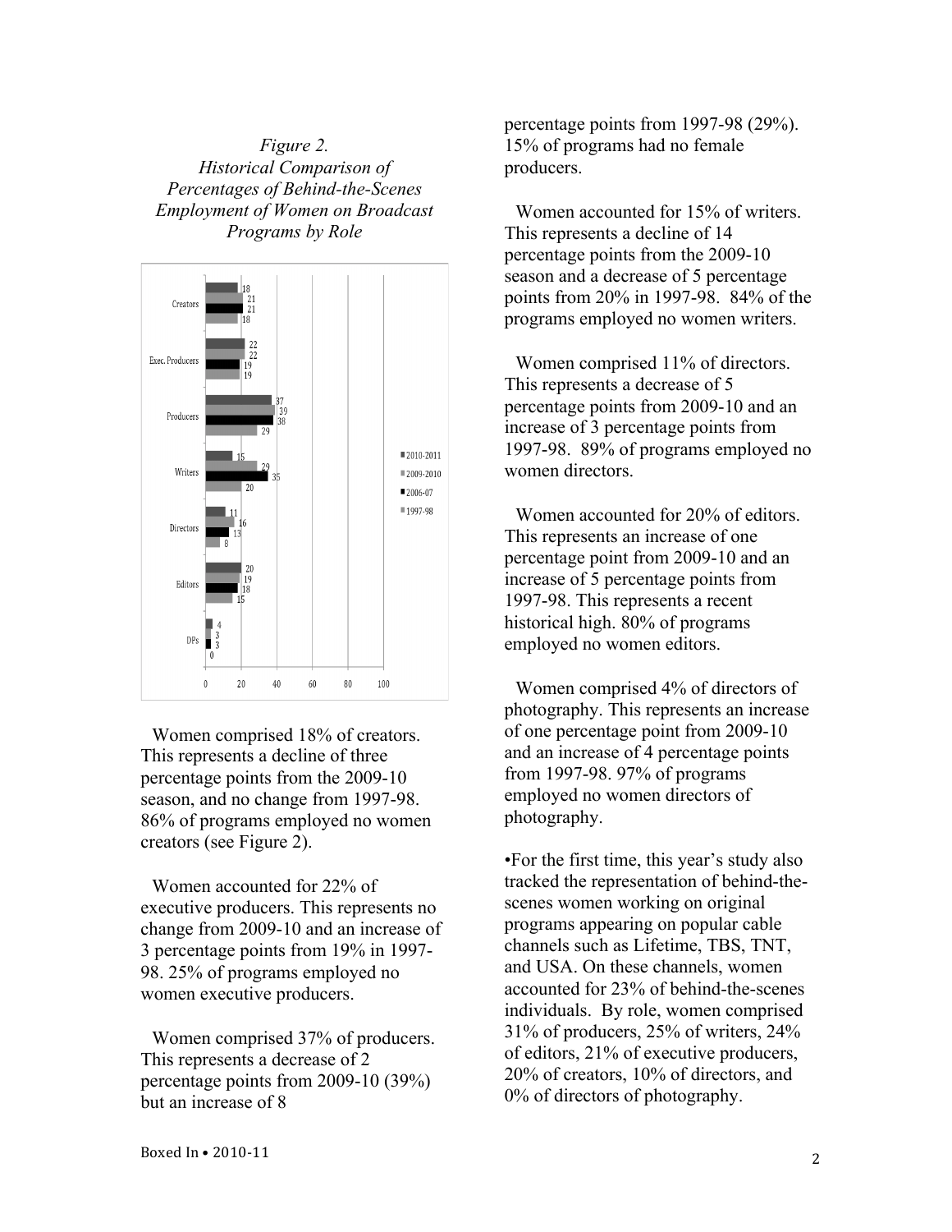*Figure 2.*
*Historical Comparison of Percentages of Behind-the-Scenes Employment of Women on Broadcast Programs by Role*

| Role | 2010-2011 | 2009-2010 | 2006-07 | 1997-98 |
|---|---|---|---|---|
| Creators | 18 | 21 | 21 | 18 |
| Exec. Producers | 22 | 22 | 19 | 19 |
| Producers | 37 | 39 | 38 | 29 |
| Writers | 15 | 29 | 35 | 20 |
| Directors | 11 | 16 | 13 | 8 |
| Editors | 20 | 19 | 18 | 15 |
| DPs | 4 | 3 | 3 | 0 |

Women comprised 18% of creators. This represents a decline of three percentage points from the 2009-10 season, and no change from 1997-98. 86% of programs employed no women creators (see Figure 2).

Women accounted for 22% of executive producers. This represents no change from 2009-10 and an increase of 3 percentage points from 19% in 1997-98. 25% of programs employed no women executive producers.

Women comprised 37% of producers. This represents a decrease of 2 percentage points from 2009-10 (39%) but an increase of 8 percentage points from 1997-98 (29%). 15% of programs had no female producers.

Women accounted for 15% of writers. This represents a decline of 14 percentage points from the 2009-10 season and a decrease of 5 percentage points from 20% in 1997-98. 84% of the programs employed no women writers.

Women comprised 11% of directors. This represents a decrease of 5 percentage points from 2009-10 and an increase of 3 percentage points from 1997-98. 89% of programs employed no women directors.

Women accounted for 20% of editors. This represents an increase of one percentage point from 2009-10 and an increase of 5 percentage points from 1997-98. This represents a recent historical high. 80% of programs employed no women editors.

Women comprised 4% of directors of photography. This represents an increase of one percentage point from 2009-10 and an increase of 4 percentage points from 1997-98. 97% of programs employed no women directors of photography.

•For the first time, this year's study also tracked the representation of behind-the-scenes women working on original programs appearing on popular cable channels such as Lifetime, TBS, TNT, and USA. On these channels, women accounted for 23% of behind-the-scenes individuals. By role, women comprised 31% of producers, 25% of writers, 24% of editors, 21% of executive producers, 20% of creators, 10% of directors, and 0% of directors of photography.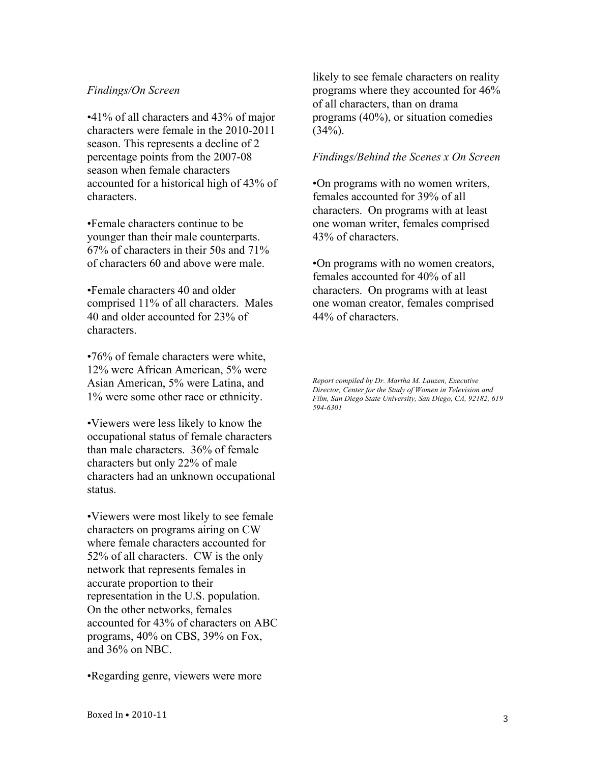*Findings/On Screen*

•41% of all characters and 43% of major characters were female in the 2010-2011 season. This represents a decline of 2 percentage points from the 2007-08 season when female characters accounted for a historical high of 43% of characters.

•Female characters continue to be younger than their male counterparts. 67% of characters in their 50s and 71% of characters 60 and above were male.

•Female characters 40 and older comprised 11% of all characters. Males 40 and older accounted for 23% of characters.

•76% of female characters were white, 12% were African American, 5% were Asian American, 5% were Latina, and 1% were some other race or ethnicity.

•Viewers were less likely to know the occupational status of female characters than male characters. 36% of female characters but only 22% of male characters had an unknown occupational status.

•Viewers were most likely to see female characters on programs airing on CW where female characters accounted for 52% of all characters. CW is the only network that represents females in accurate proportion to their representation in the U.S. population. On the other networks, females accounted for 43% of characters on ABC programs, 40% on CBS, 39% on Fox, and 36% on NBC.

•Regarding genre, viewers were more likely to see female characters on reality programs where they accounted for 46% of all characters, than on drama programs (40%), or situation comedies (34%).

*Findings/Behind the Scenes x On Screen*

•On programs with no women writers, females accounted for 39% of all characters. On programs with at least one woman writer, females comprised 43% of characters.

•On programs with no women creators, females accounted for 40% of all characters. On programs with at least one woman creator, females comprised 44% of characters.

*Report compiled by Dr. Martha M. Lauzen, Executive Director, Center for the Study of Women in Television and Film, San Diego State University, San Diego, CA, 92182, 619 594-6301*